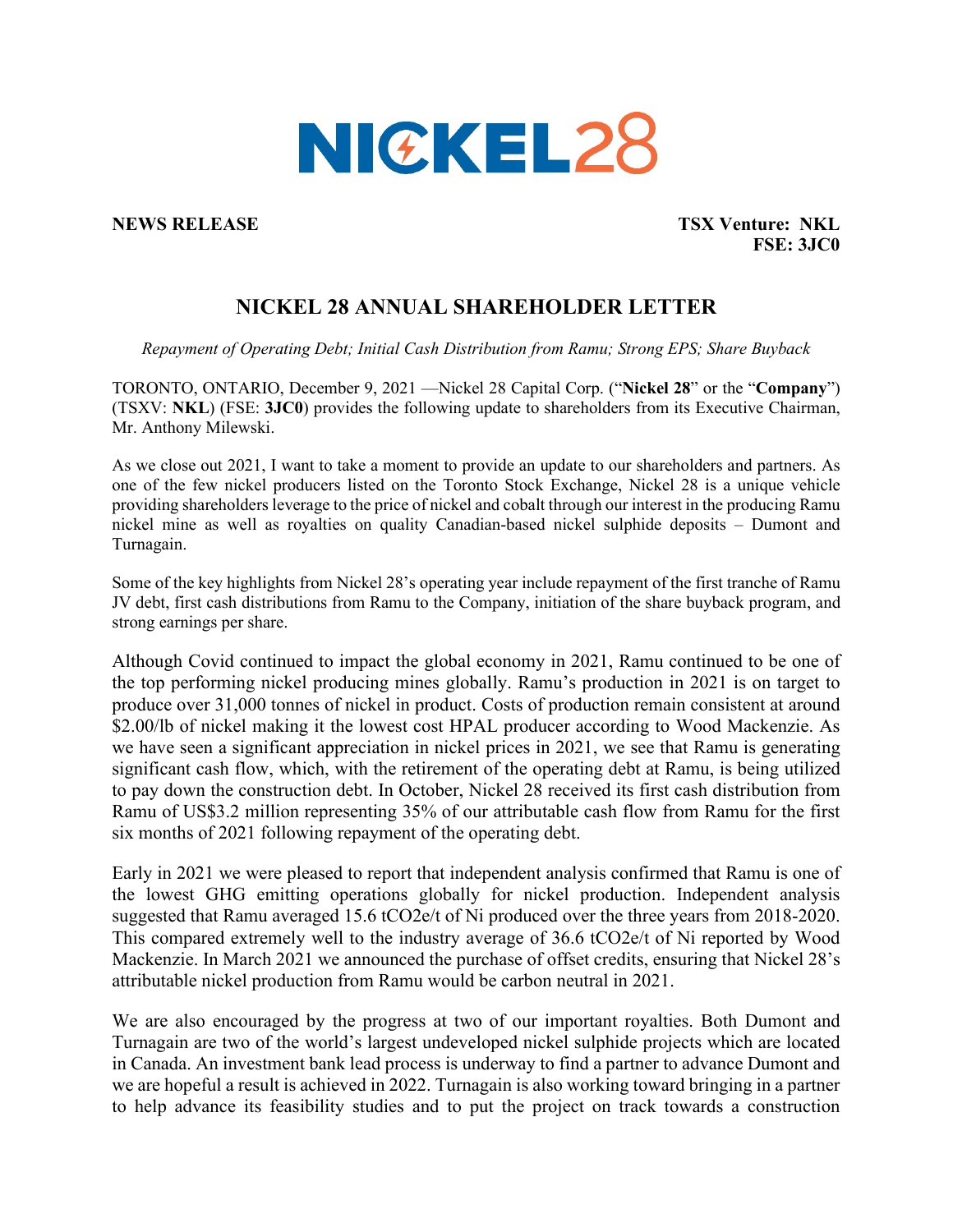# NICKEL28

**NEWS RELEASE**

**TSX Venture: NKL**
**FSE: 3JC0**

## NICKEL 28 ANNUAL SHAREHOLDER LETTER

*Repayment of Operating Debt; Initial Cash Distribution from Ramu; Strong EPS; Share Buyback*

TORONTO, ONTARIO, December 9, 2021 —Nickel 28 Capital Corp. ("**Nickel 28**" or the "**Company**") (TSXV: **NKL**) (FSE: **3JC0**) provides the following update to shareholders from its Executive Chairman, Mr. Anthony Milewski.

As we close out 2021, I want to take a moment to provide an update to our shareholders and partners. As one of the few nickel producers listed on the Toronto Stock Exchange, Nickel 28 is a unique vehicle providing shareholders leverage to the price of nickel and cobalt through our interest in the producing Ramu nickel mine as well as royalties on quality Canadian-based nickel sulphide deposits – Dumont and Turnagain.

Some of the key highlights from Nickel 28's operating year include repayment of the first tranche of Ramu JV debt, first cash distributions from Ramu to the Company, initiation of the share buyback program, and strong earnings per share.

Although Covid continued to impact the global economy in 2021, Ramu continued to be one of the top performing nickel producing mines globally. Ramu's production in 2021 is on target to produce over 31,000 tonnes of nickel in product. Costs of production remain consistent at around $2.00/lb of nickel making it the lowest cost HPAL producer according to Wood Mackenzie. As we have seen a significant appreciation in nickel prices in 2021, we see that Ramu is generating significant cash flow, which, with the retirement of the operating debt at Ramu, is being utilized to pay down the construction debt. In October, Nickel 28 received its first cash distribution from Ramu of US$3.2 million representing 35% of our attributable cash flow from Ramu for the first six months of 2021 following repayment of the operating debt.

Early in 2021 we were pleased to report that independent analysis confirmed that Ramu is one of the lowest GHG emitting operations globally for nickel production. Independent analysis suggested that Ramu averaged 15.6 $tCO_2e/t$ of Ni produced over the three years from 2018-2020. This compared extremely well to the industry average of 36.6 $tCO_2e/t$ of Ni reported by Wood Mackenzie. In March 2021 we announced the purchase of offset credits, ensuring that Nickel 28's attributable nickel production from Ramu would be carbon neutral in 2021.

We are also encouraged by the progress at two of our important royalties. Both Dumont and Turnagain are two of the world's largest undeveloped nickel sulphide projects which are located in Canada. An investment bank lead process is underway to find a partner to advance Dumont and we are hopeful a result is achieved in 2022. Turnagain is also working toward bringing in a partner to help advance its feasibility studies and to put the project on track towards a construction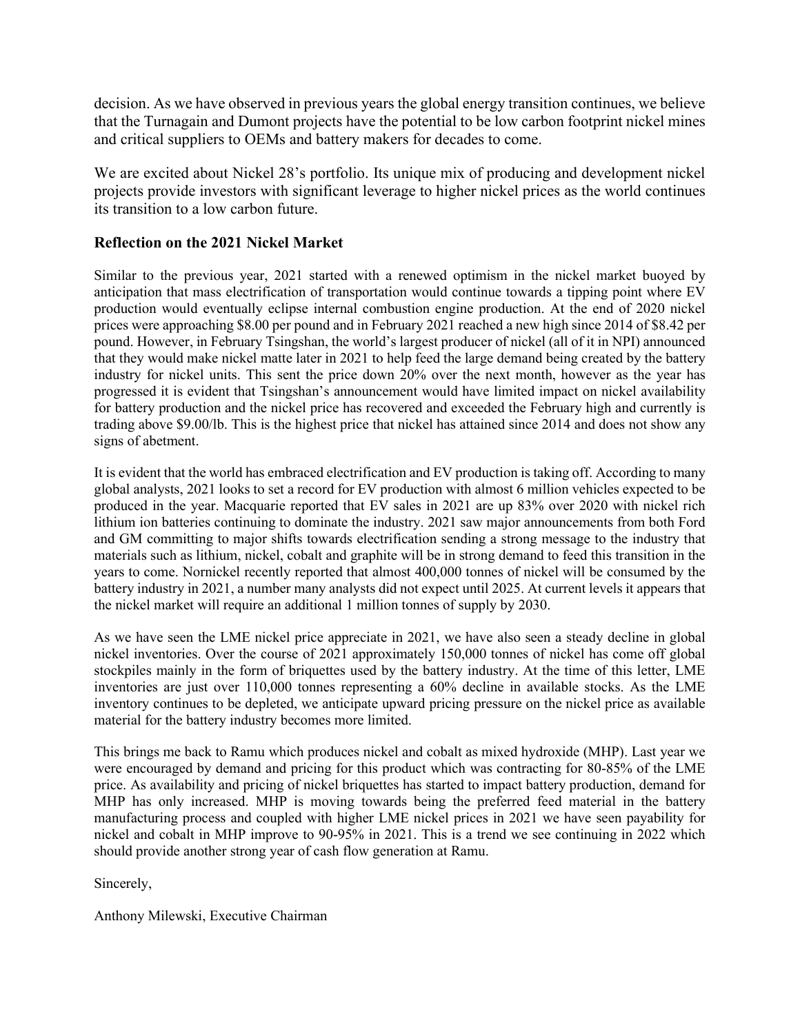decision. As we have observed in previous years the global energy transition continues, we believe that the Turnagain and Dumont projects have the potential to be low carbon footprint nickel mines and critical suppliers to OEMs and battery makers for decades to come.

We are excited about Nickel 28's portfolio. Its unique mix of producing and development nickel projects provide investors with significant leverage to higher nickel prices as the world continues its transition to a low carbon future.

### Reflection on the 2021 Nickel Market

Similar to the previous year, 2021 started with a renewed optimism in the nickel market buoyed by anticipation that mass electrification of transportation would continue towards a tipping point where EV production would eventually eclipse internal combustion engine production. At the end of 2020 nickel prices were approaching \$8.00 per pound and in February 2021 reached a new high since 2014 of \$8.42 per pound. However, in February Tsingshan, the world's largest producer of nickel (all of it in NPI) announced that they would make nickel matte later in 2021 to help feed the large demand being created by the battery industry for nickel units. This sent the price down 20% over the next month, however as the year has progressed it is evident that Tsingshan's announcement would have limited impact on nickel availability for battery production and the nickel price has recovered and exceeded the February high and currently is trading above \$9.00/lb. This is the highest price that nickel has attained since 2014 and does not show any signs of abetment.

It is evident that the world has embraced electrification and EV production is taking off. According to many global analysts, 2021 looks to set a record for EV production with almost 6 million vehicles expected to be produced in the year. Macquarie reported that EV sales in 2021 are up 83% over 2020 with nickel rich lithium ion batteries continuing to dominate the industry. 2021 saw major announcements from both Ford and GM committing to major shifts towards electrification sending a strong message to the industry that materials such as lithium, nickel, cobalt and graphite will be in strong demand to feed this transition in the years to come. Nornickel recently reported that almost 400,000 tonnes of nickel will be consumed by the battery industry in 2021, a number many analysts did not expect until 2025. At current levels it appears that the nickel market will require an additional 1 million tonnes of supply by 2030.

As we have seen the LME nickel price appreciate in 2021, we have also seen a steady decline in global nickel inventories. Over the course of 2021 approximately 150,000 tonnes of nickel has come off global stockpiles mainly in the form of briquettes used by the battery industry. At the time of this letter, LME inventories are just over 110,000 tonnes representing a 60% decline in available stocks. As the LME inventory continues to be depleted, we anticipate upward pricing pressure on the nickel price as available material for the battery industry becomes more limited.

This brings me back to Ramu which produces nickel and cobalt as mixed hydroxide (MHP). Last year we were encouraged by demand and pricing for this product which was contracting for 80-85% of the LME price. As availability and pricing of nickel briquettes has started to impact battery production, demand for MHP has only increased. MHP is moving towards being the preferred feed material in the battery manufacturing process and coupled with higher LME nickel prices in 2021 we have seen payability for nickel and cobalt in MHP improve to 90-95% in 2021. This is a trend we see continuing in 2022 which should provide another strong year of cash flow generation at Ramu.

Sincerely,

Anthony Milewski, Executive Chairman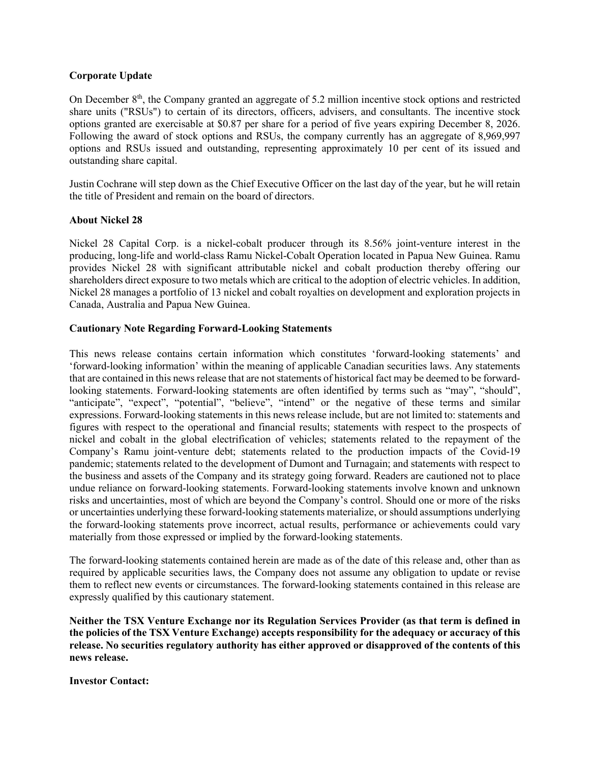**Corporate Update**

On December 8th, the Company granted an aggregate of 5.2 million incentive stock options and restricted share units ("RSUs") to certain of its directors, officers, advisers, and consultants. The incentive stock options granted are exercisable at $0.87 per share for a period of five years expiring December 8, 2026. Following the award of stock options and RSUs, the company currently has an aggregate of 8,969,997 options and RSUs issued and outstanding, representing approximately 10 per cent of its issued and outstanding share capital.

Justin Cochrane will step down as the Chief Executive Officer on the last day of the year, but he will retain the title of President and remain on the board of directors.

**About Nickel 28**

Nickel 28 Capital Corp. is a nickel-cobalt producer through its 8.56% joint-venture interest in the producing, long-life and world-class Ramu Nickel-Cobalt Operation located in Papua New Guinea. Ramu provides Nickel 28 with significant attributable nickel and cobalt production thereby offering our shareholders direct exposure to two metals which are critical to the adoption of electric vehicles. In addition, Nickel 28 manages a portfolio of 13 nickel and cobalt royalties on development and exploration projects in Canada, Australia and Papua New Guinea.

**Cautionary Note Regarding Forward-Looking Statements**

This news release contains certain information which constitutes 'forward-looking statements' and 'forward-looking information' within the meaning of applicable Canadian securities laws. Any statements that are contained in this news release that are not statements of historical fact may be deemed to be forward-looking statements. Forward-looking statements are often identified by terms such as "may", "should", "anticipate", "expect", "potential", "believe", "intend" or the negative of these terms and similar expressions. Forward-looking statements in this news release include, but are not limited to: statements and figures with respect to the operational and financial results; statements with respect to the prospects of nickel and cobalt in the global electrification of vehicles; statements related to the repayment of the Company's Ramu joint-venture debt; statements related to the production impacts of the Covid-19 pandemic; statements related to the development of Dumont and Turnagain; and statements with respect to the business and assets of the Company and its strategy going forward. Readers are cautioned not to place undue reliance on forward-looking statements. Forward-looking statements involve known and unknown risks and uncertainties, most of which are beyond the Company's control. Should one or more of the risks or uncertainties underlying these forward-looking statements materialize, or should assumptions underlying the forward-looking statements prove incorrect, actual results, performance or achievements could vary materially from those expressed or implied by the forward-looking statements.

The forward-looking statements contained herein are made as of the date of this release and, other than as required by applicable securities laws, the Company does not assume any obligation to update or revise them to reflect new events or circumstances. The forward-looking statements contained in this release are expressly qualified by this cautionary statement.

**Neither the TSX Venture Exchange nor its Regulation Services Provider (as that term is defined in the policies of the TSX Venture Exchange) accepts responsibility for the adequacy or accuracy of this release. No securities regulatory authority has either approved or disapproved of the contents of this news release.**

**Investor Contact:**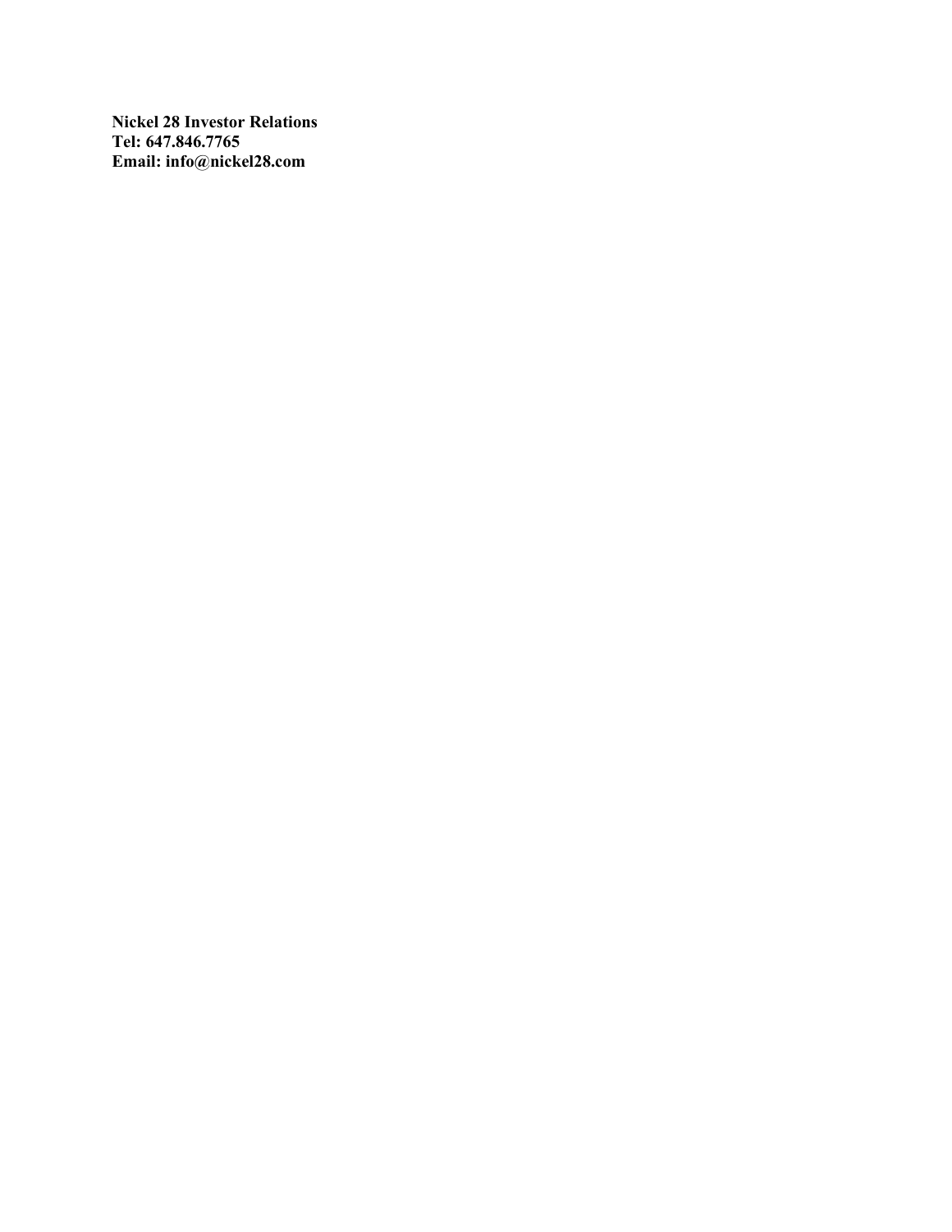**Nickel 28 Investor Relations**
**Tel: 647.846.7765**
**Email: info@nickel28.com**